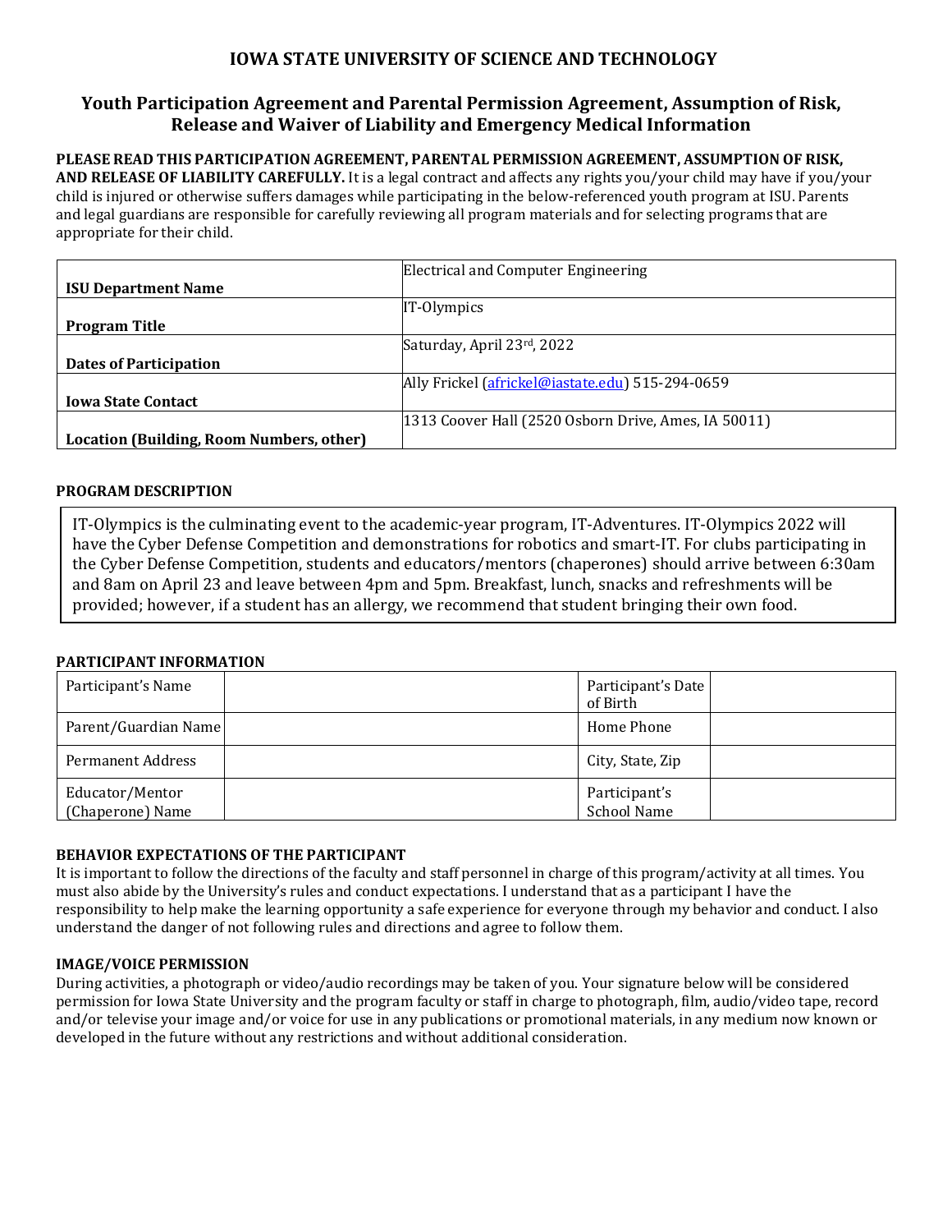# IOWA STATE UNIVERSITY OF SCIENCE AND TECHNOLOGY

## Youth Participation Agreement and Parental Permission Agreement, Assumption of Risk, Release and Waiver of Liability and Emergency Medical Information

**PLEASE READ THIS PARTICIPATION AGREEMENT, PARENTAL PERMISSION AGREEMENT, ASSUMPTION OF RISK, AND RELEASE OF LIABILITY CAREFULLY.** It is a legal contract and affects any rights you/your child may have if you/your child is injured or otherwise suffers damages while participating in the below-referenced youth program at ISU. Parents and legal guardians are responsible for carefully reviewing all program materials and for selecting programs that are appropriate for their child.

| | |
|---|---|
| **ISU Department Name** | Electrical and Computer Engineering |
| **Program Title** | IT-Olympics |
| **Dates of Participation** | Saturday, April 23rd, 2022 |
| **Iowa State Contact** | Ally Frickel (africkel@iastate.edu) 515-294-0659 |
| **Location (Building, Room Numbers, other)** | 1313 Coover Hall (2520 Osborn Drive, Ames, IA 50011) |

**PROGRAM DESCRIPTION**

IT-Olympics is the culminating event to the academic-year program, IT-Adventures. IT-Olympics 2022 will have the Cyber Defense Competition and demonstrations for robotics and smart-IT. For clubs participating in the Cyber Defense Competition, students and educators/mentors (chaperones) should arrive between 6:30am and 8am on April 23 and leave between 4pm and 5pm. Breakfast, lunch, snacks and refreshments will be provided; however, if a student has an allergy, we recommend that student bringing their own food.

**PARTICIPANT INFORMATION**

| | | | |
|---|---|---|---|
| Participant's Name | | Participant's Date of Birth | |
| Parent/Guardian Name | | Home Phone | |
| Permanent Address | | City, State, Zip | |
| Educator/Mentor (Chaperone) Name | | Participant's School Name | |

**BEHAVIOR EXPECTATIONS OF THE PARTICIPANT**

It is important to follow the directions of the faculty and staff personnel in charge of this program/activity at all times. You must also abide by the University's rules and conduct expectations. I understand that as a participant I have the responsibility to help make the learning opportunity a safe experience for everyone through my behavior and conduct. I also understand the danger of not following rules and directions and agree to follow them.

**IMAGE/VOICE PERMISSION**

During activities, a photograph or video/audio recordings may be taken of you. Your signature below will be considered permission for Iowa State University and the program faculty or staff in charge to photograph, film, audio/video tape, record and/or televise your image and/or voice for use in any publications or promotional materials, in any medium now known or developed in the future without any restrictions and without additional consideration.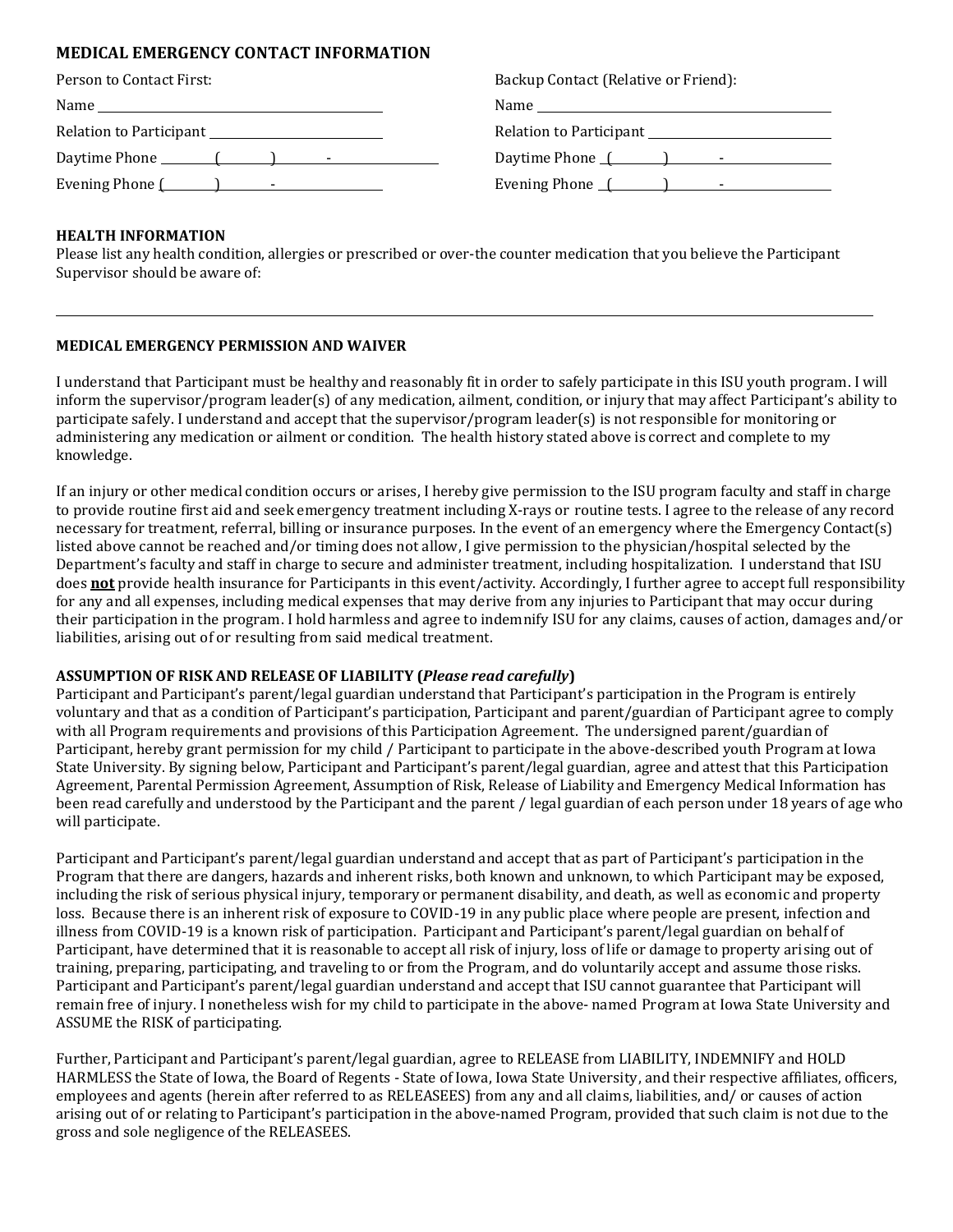## MEDICAL EMERGENCY CONTACT INFORMATION

| Person to Contact First: | Backup Contact (Relative or Friend): |
|---|---|
| Name ____________________ | Name ____________________ |
| Relation to Participant ____________ | Relation to Participant ____________ |
| Daytime Phone (______) ______ - ________ | Daytime Phone (______) ______ - ________ |
| Evening Phone (______) ______ - ________ | Evening Phone (______) ______ - ________ |

## HEALTH INFORMATION

Please list any health condition, allergies or prescribed or over-the counter medication that you believe the Participant Supervisor should be aware of:

______________________________________________________________________________

## MEDICAL EMERGENCY PERMISSION AND WAIVER

I understand that Participant must be healthy and reasonably fit in order to safely participate in this ISU youth program. I will inform the supervisor/program leader(s) of any medication, ailment, condition, or injury that may affect Participant's ability to participate safely. I understand and accept that the supervisor/program leader(s) is not responsible for monitoring or administering any medication or ailment or condition. The health history stated above is correct and complete to my knowledge.

If an injury or other medical condition occurs or arises, I hereby give permission to the ISU program faculty and staff in charge to provide routine first aid and seek emergency treatment including X-rays or routine tests. I agree to the release of any record necessary for treatment, referral, billing or insurance purposes. In the event of an emergency where the Emergency Contact(s) listed above cannot be reached and/or timing does not allow, I give permission to the physician/hospital selected by the Department's faculty and staff in charge to secure and administer treatment, including hospitalization. I understand that ISU does **not** provide health insurance for Participants in this event/activity. Accordingly, I further agree to accept full responsibility for any and all expenses, including medical expenses that may derive from any injuries to Participant that may occur during their participation in the program. I hold harmless and agree to indemnify ISU for any claims, causes of action, damages and/or liabilities, arising out of or resulting from said medical treatment.

## ASSUMPTION OF RISK AND RELEASE OF LIABILITY (*Please read carefully*)

Participant and Participant's parent/legal guardian understand that Participant's participation in the Program is entirely voluntary and that as a condition of Participant's participation, Participant and parent/guardian of Participant agree to comply with all Program requirements and provisions of this Participation Agreement. The undersigned parent/guardian of Participant, hereby grant permission for my child / Participant to participate in the above-described youth Program at Iowa State University. By signing below, Participant and Participant's parent/legal guardian, agree and attest that this Participation Agreement, Parental Permission Agreement, Assumption of Risk, Release of Liability and Emergency Medical Information has been read carefully and understood by the Participant and the parent / legal guardian of each person under 18 years of age who will participate.

Participant and Participant's parent/legal guardian understand and accept that as part of Participant's participation in the Program that there are dangers, hazards and inherent risks, both known and unknown, to which Participant may be exposed, including the risk of serious physical injury, temporary or permanent disability, and death, as well as economic and property loss. Because there is an inherent risk of exposure to COVID-19 in any public place where people are present, infection and illness from COVID-19 is a known risk of participation. Participant and Participant's parent/legal guardian on behalf of Participant, have determined that it is reasonable to accept all risk of injury, loss of life or damage to property arising out of training, preparing, participating, and traveling to or from the Program, and do voluntarily accept and assume those risks. Participant and Participant's parent/legal guardian understand and accept that ISU cannot guarantee that Participant will remain free of injury. I nonetheless wish for my child to participate in the above- named Program at Iowa State University and ASSUME the RISK of participating.

Further, Participant and Participant's parent/legal guardian, agree to RELEASE from LIABILITY, INDEMNIFY and HOLD HARMLESS the State of Iowa, the Board of Regents - State of Iowa, Iowa State University, and their respective affiliates, officers, employees and agents (herein after referred to as RELEASEES) from any and all claims, liabilities, and/ or causes of action arising out of or relating to Participant's participation in the above-named Program, provided that such claim is not due to the gross and sole negligence of the RELEASEES.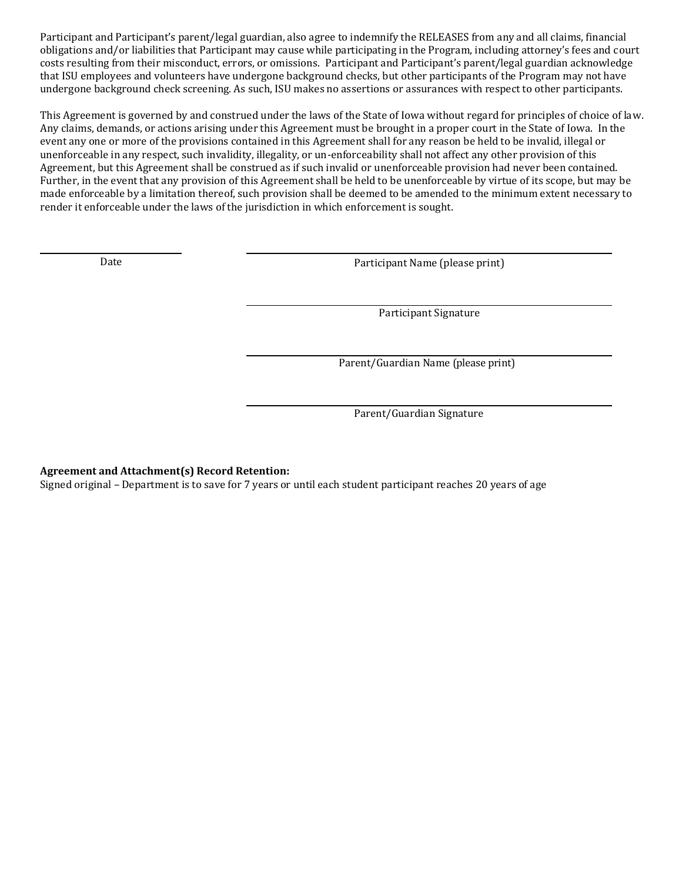Participant and Participant's parent/legal guardian, also agree to indemnify the RELEASES from any and all claims, financial obligations and/or liabilities that Participant may cause while participating in the Program, including attorney's fees and court costs resulting from their misconduct, errors, or omissions. Participant and Participant's parent/legal guardian acknowledge that ISU employees and volunteers have undergone background checks, but other participants of the Program may not have undergone background check screening. As such, ISU makes no assertions or assurances with respect to other participants.

This Agreement is governed by and construed under the laws of the State of Iowa without regard for principles of choice of law. Any claims, demands, or actions arising under this Agreement must be brought in a proper court in the State of Iowa. In the event any one or more of the provisions contained in this Agreement shall for any reason be held to be invalid, illegal or unenforceable in any respect, such invalidity, illegality, or un-enforceability shall not affect any other provision of this Agreement, but this Agreement shall be construed as if such invalid or unenforceable provision had never been contained. Further, in the event that any provision of this Agreement shall be held to be unenforceable by virtue of its scope, but may be made enforceable by a limitation thereof, such provision shall be deemed to be amended to the minimum extent necessary to render it enforceable under the laws of the jurisdiction in which enforcement is sought.

\_\_\_\_\_\_\_\_\_\_\_\_\_\_\_\_\_\_\_\_\_\_\_\_\_\_
Date

\_\_\_\_\_\_\_\_\_\_\_\_\_\_\_\_\_\_\_\_\_\_\_\_\_\_\_\_\_\_\_\_\_\_\_\_\_\_\_\_\_\_\_\_\_\_\_\_\_\_
Participant Name (please print)

\_\_\_\_\_\_\_\_\_\_\_\_\_\_\_\_\_\_\_\_\_\_\_\_\_\_\_\_\_\_\_\_\_\_\_\_\_\_\_\_\_\_\_\_\_\_\_\_\_\_
Participant Signature

\_\_\_\_\_\_\_\_\_\_\_\_\_\_\_\_\_\_\_\_\_\_\_\_\_\_\_\_\_\_\_\_\_\_\_\_\_\_\_\_\_\_\_\_\_\_\_\_\_\_
Parent/Guardian Name (please print)

\_\_\_\_\_\_\_\_\_\_\_\_\_\_\_\_\_\_\_\_\_\_\_\_\_\_\_\_\_\_\_\_\_\_\_\_\_\_\_\_\_\_\_\_\_\_\_\_\_\_
Parent/Guardian Signature

**Agreement and Attachment(s) Record Retention:**
Signed original – Department is to save for 7 years or until each student participant reaches 20 years of age